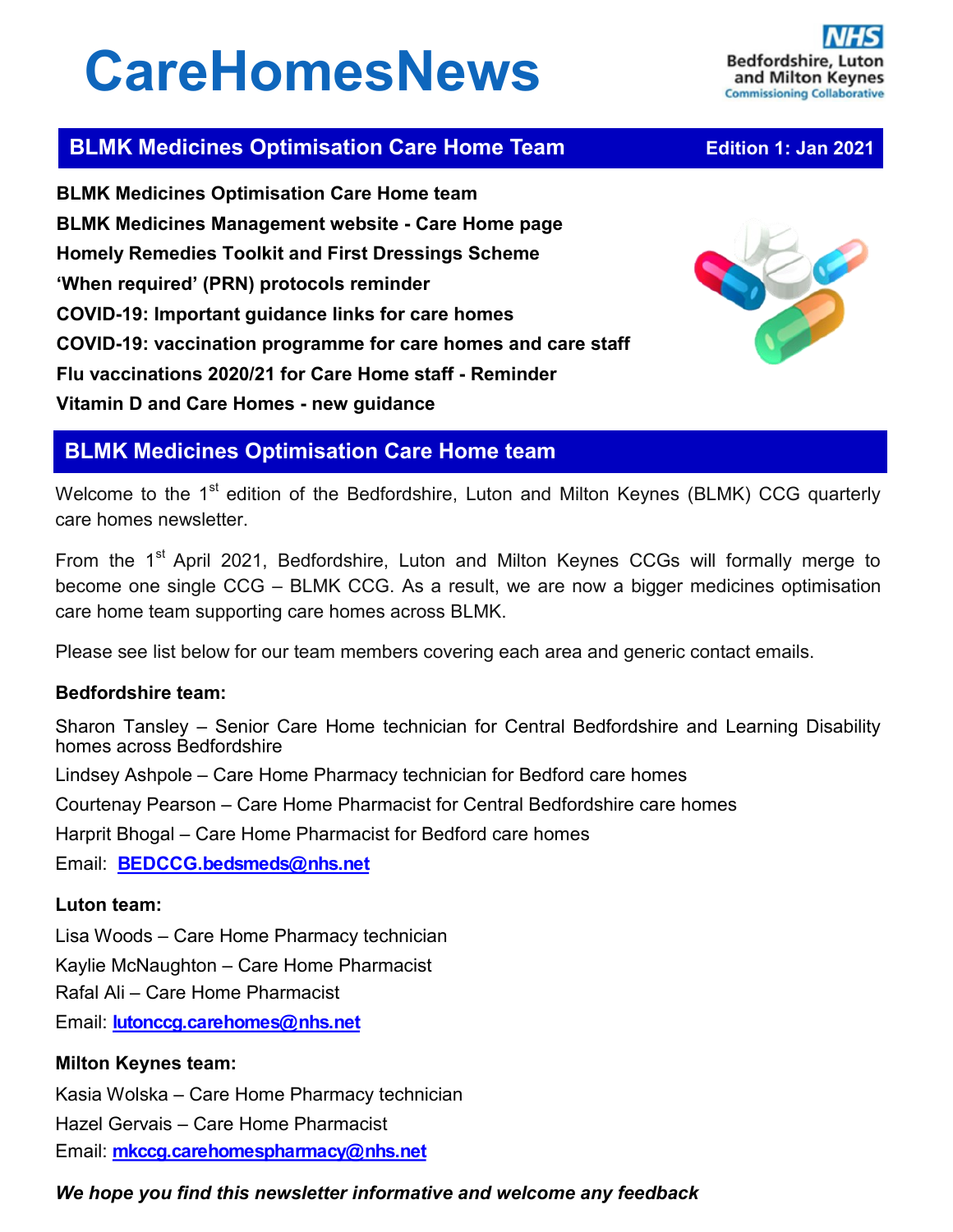# CareHomesNews

**BLMK Medicines Optimisation Care Home Team** — **Edition 1: Jan 2021**

**BLMK Medicines Optimisation Care Home team**
**BLMK Medicines Management website - Care Home page**
**Homely Remedies Toolkit and First Dressings Scheme**
**'When required' (PRN) protocols reminder**
**COVID-19: Important guidance links for care homes**
**COVID-19: vaccination programme for care homes and care staff**
**Flu vaccinations 2020/21 for Care Home staff - Reminder**
**Vitamin D and Care Homes - new guidance**

## BLMK Medicines Optimisation Care Home team

Welcome to the 1st edition of the Bedfordshire, Luton and Milton Keynes (BLMK) CCG quarterly care homes newsletter.

From the 1st April 2021, Bedfordshire, Luton and Milton Keynes CCGs will formally merge to become one single CCG – BLMK CCG. As a result, we are now a bigger medicines optimisation care home team supporting care homes across BLMK.

Please see list below for our team members covering each area and generic contact emails.

**Bedfordshire team:**

Sharon Tansley – Senior Care Home technician for Central Bedfordshire and Learning Disability homes across Bedfordshire

Lindsey Ashpole – Care Home Pharmacy technician for Bedford care homes

Courtenay Pearson – Care Home Pharmacist for Central Bedfordshire care homes

Harprit Bhogal – Care Home Pharmacist for Bedford care homes

Email: **BEDCCG.bedsmeds@nhs.net**

**Luton team:**

Lisa Woods – Care Home Pharmacy technician

Kaylie McNaughton – Care Home Pharmacist

Rafal Ali – Care Home Pharmacist

Email: **lutonccg.carehomes@nhs.net**

**Milton Keynes team:**

Kasia Wolska – Care Home Pharmacy technician

Hazel Gervais – Care Home Pharmacist

Email: **mkccg.carehomespharmacy@nhs.net**

***We hope you find this newsletter informative and welcome any feedback***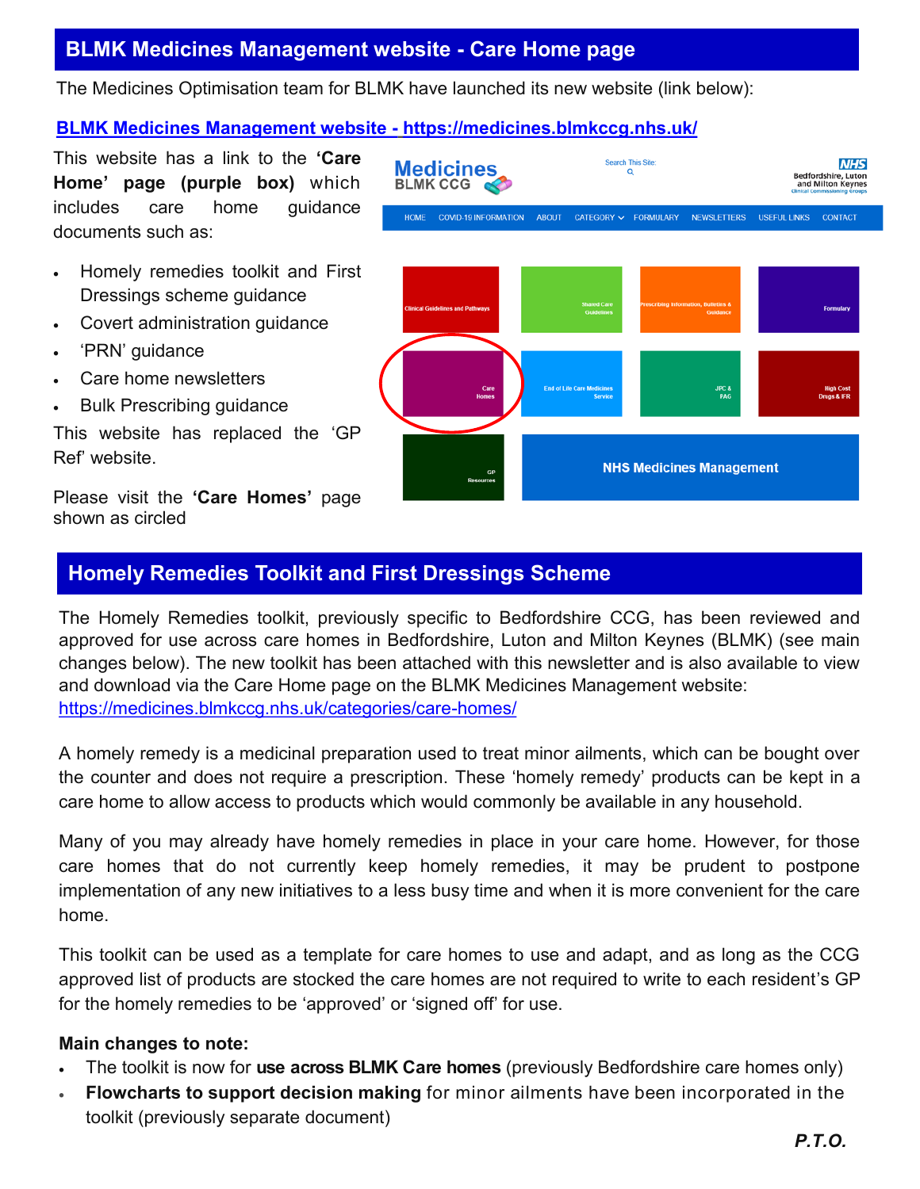## BLMK Medicines Management website - Care Home page

The Medicines Optimisation team for BLMK have launched its new website (link below):

**BLMK Medicines Management website - https://medicines.blmkccg.nhs.uk/**

This website has a link to the **'Care Home' page (purple box)** which includes care home guidance documents such as:

- Homely remedies toolkit and First Dressings scheme guidance
- Covert administration guidance
- 'PRN' guidance
- Care home newsletters
- Bulk Prescribing guidance

This website has replaced the 'GP Ref' website.

Please visit the **'Care Homes'** page shown as circled

## Homely Remedies Toolkit and First Dressings Scheme

The Homely Remedies toolkit, previously specific to Bedfordshire CCG, has been reviewed and approved for use across care homes in Bedfordshire, Luton and Milton Keynes (BLMK) (see main changes below). The new toolkit has been attached with this newsletter and is also available to view and download via the Care Home page on the BLMK Medicines Management website: https://medicines.blmkccg.nhs.uk/categories/care-homes/

A homely remedy is a medicinal preparation used to treat minor ailments, which can be bought over the counter and does not require a prescription. These 'homely remedy' products can be kept in a care home to allow access to products which would commonly be available in any household.

Many of you may already have homely remedies in place in your care home. However, for those care homes that do not currently keep homely remedies, it may be prudent to postpone implementation of any new initiatives to a less busy time and when it is more convenient for the care home.

This toolkit can be used as a template for care homes to use and adapt, and as long as the CCG approved list of products are stocked the care homes are not required to write to each resident's GP for the homely remedies to be 'approved' or 'signed off' for use.

**Main changes to note:**

- The toolkit is now for **use across BLMK Care homes** (previously Bedfordshire care homes only)
- **Flowcharts to support decision making** for minor ailments have been incorporated in the toolkit (previously separate document)

***P.T.O.***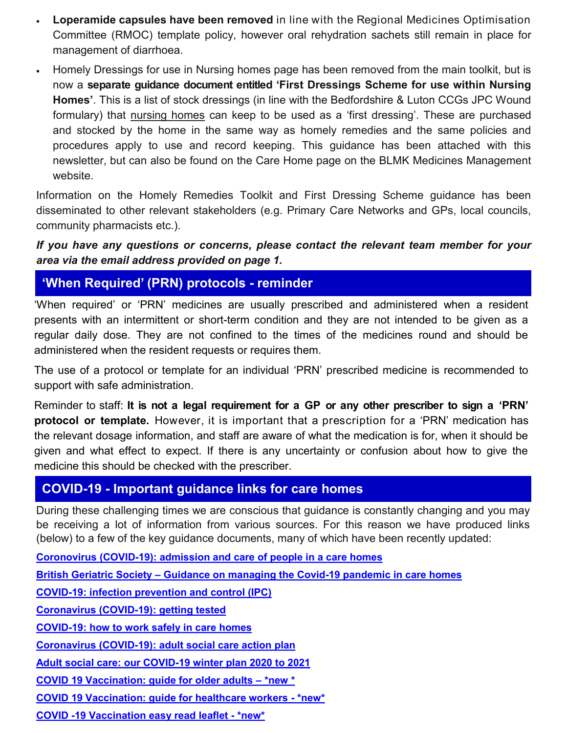- **Loperamide capsules have been removed** in line with the Regional Medicines Optimisation Committee (RMOC) template policy, however oral rehydration sachets still remain in place for management of diarrhoea.
- Homely Dressings for use in Nursing homes page has been removed from the main toolkit, but is now a **separate guidance document entitled 'First Dressings Scheme for use within Nursing Homes'**. This is a list of stock dressings (in line with the Bedfordshire & Luton CCGs JPC Wound formulary) that nursing homes can keep to be used as a 'first dressing'. These are purchased and stocked by the home in the same way as homely remedies and the same policies and procedures apply to use and record keeping. This guidance has been attached with this newsletter, but can also be found on the Care Home page on the BLMK Medicines Management website.

Information on the Homely Remedies Toolkit and First Dressing Scheme guidance has been disseminated to other relevant stakeholders (e.g. Primary Care Networks and GPs, local councils, community pharmacists etc.).

***If you have any questions or concerns, please contact the relevant team member for your area via the email address provided on page 1.***

## 'When Required' (PRN) protocols - reminder

'When required' or 'PRN' medicines are usually prescribed and administered when a resident presents with an intermittent or short-term condition and they are not intended to be given as a regular daily dose. They are not confined to the times of the medicines round and should be administered when the resident requests or requires them.

The use of a protocol or template for an individual 'PRN' prescribed medicine is recommended to support with safe administration.

Reminder to staff: **It is not a legal requirement for a GP or any other prescriber to sign a 'PRN' protocol or template.** However, it is important that a prescription for a 'PRN' medication has the relevant dosage information, and staff are aware of what the medication is for, when it should be given and what effect to expect. If there is any uncertainty or confusion about how to give the medicine this should be checked with the prescriber.

## COVID-19 - Important guidance links for care homes

During these challenging times we are conscious that guidance is constantly changing and you may be receiving a lot of information from various sources. For this reason we have produced links (below) to a few of the key guidance documents, many of which have been recently updated:

**Coronovirus (COVID-19): admission and care of people in a care homes**

**British Geriatric Society – Guidance on managing the Covid-19 pandemic in care homes**

**COVID-19: infection prevention and control (IPC)**

**Coronavirus (COVID-19): getting tested**

**COVID-19: how to work safely in care homes**

**Coronavirus (COVID-19): adult social care action plan**

**Adult social care: our COVID-19 winter plan 2020 to 2021**

**COVID 19 Vaccination: guide for older adults – *new ***

**COVID 19 Vaccination: guide for healthcare workers - *new***

**COVID -19 Vaccination easy read leaflet - *new***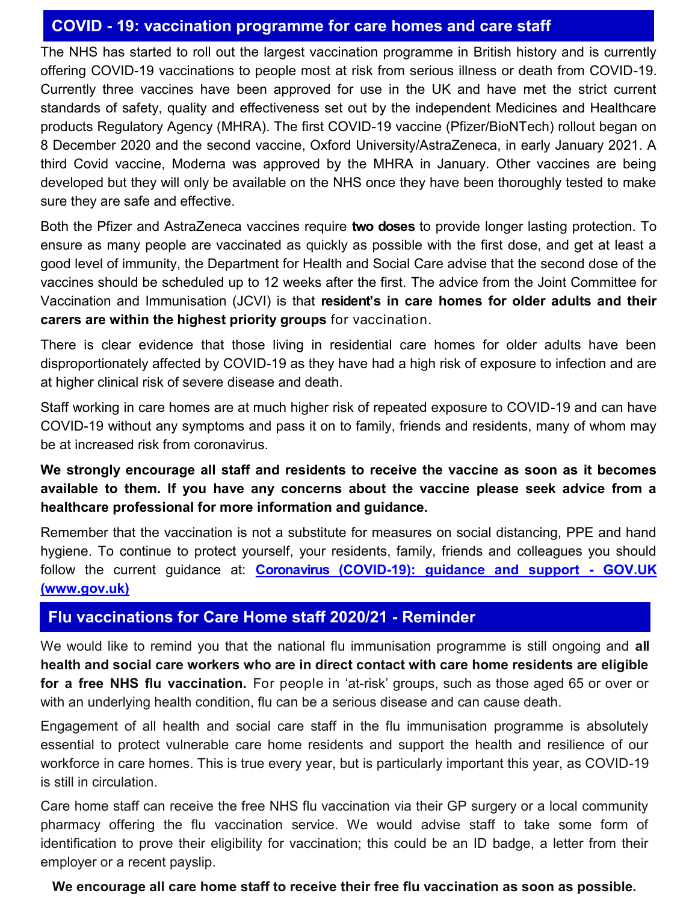## COVID - 19: vaccination programme for care homes and care staff

The NHS has started to roll out the largest vaccination programme in British history and is currently offering COVID-19 vaccinations to people most at risk from serious illness or death from COVID-19. Currently three vaccines have been approved for use in the UK and have met the strict current standards of safety, quality and effectiveness set out by the independent Medicines and Healthcare products Regulatory Agency (MHRA). The first COVID-19 vaccine (Pfizer/BioNTech) rollout began on 8 December 2020 and the second vaccine, Oxford University/AstraZeneca, in early January 2021. A third Covid vaccine, Moderna was approved by the MHRA in January. Other vaccines are being developed but they will only be available on the NHS once they have been thoroughly tested to make sure they are safe and effective.

Both the Pfizer and AstraZeneca vaccines require **two doses** to provide longer lasting protection. To ensure as many people are vaccinated as quickly as possible with the first dose, and get at least a good level of immunity, the Department for Health and Social Care advise that the second dose of the vaccines should be scheduled up to 12 weeks after the first. The advice from the Joint Committee for Vaccination and Immunisation (JCVI) is that **resident's in care homes for older adults and their carers are within the highest priority groups** for vaccination.

There is clear evidence that those living in residential care homes for older adults have been disproportionately affected by COVID-19 as they have had a high risk of exposure to infection and are at higher clinical risk of severe disease and death.

Staff working in care homes are at much higher risk of repeated exposure to COVID-19 and can have COVID-19 without any symptoms and pass it on to family, friends and residents, many of whom may be at increased risk from coronavirus.

**We strongly encourage all staff and residents to receive the vaccine as soon as it becomes available to them. If you have any concerns about the vaccine please seek advice from a healthcare professional for more information and guidance.**

Remember that the vaccination is not a substitute for measures on social distancing, PPE and hand hygiene. To continue to protect yourself, your residents, family, friends and colleagues you should follow the current guidance at: **Coronavirus (COVID-19): guidance and support - GOV.UK (www.gov.uk)**

## Flu vaccinations for Care Home staff 2020/21 - Reminder

We would like to remind you that the national flu immunisation programme is still ongoing and **all health and social care workers who are in direct contact with care home residents are eligible for a free NHS flu vaccination.** For people in 'at-risk' groups, such as those aged 65 or over or with an underlying health condition, flu can be a serious disease and can cause death.

Engagement of all health and social care staff in the flu immunisation programme is absolutely essential to protect vulnerable care home residents and support the health and resilience of our workforce in care homes. This is true every year, but is particularly important this year, as COVID-19 is still in circulation.

Care home staff can receive the free NHS flu vaccination via their GP surgery or a local community pharmacy offering the flu vaccination service. We would advise staff to take some form of identification to prove their eligibility for vaccination; this could be an ID badge, a letter from their employer or a recent payslip.

**We encourage all care home staff to receive their free flu vaccination as soon as possible.**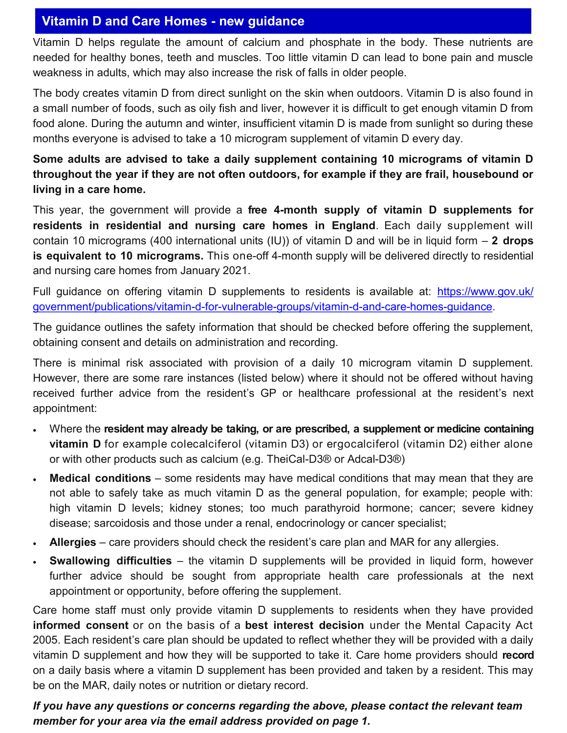## Vitamin D and Care Homes - new guidance

Vitamin D helps regulate the amount of calcium and phosphate in the body. These nutrients are needed for healthy bones, teeth and muscles. Too little vitamin D can lead to bone pain and muscle weakness in adults, which may also increase the risk of falls in older people.

The body creates vitamin D from direct sunlight on the skin when outdoors. Vitamin D is also found in a small number of foods, such as oily fish and liver, however it is difficult to get enough vitamin D from food alone. During the autumn and winter, insufficient vitamin D is made from sunlight so during these months everyone is advised to take a 10 microgram supplement of vitamin D every day.

**Some adults are advised to take a daily supplement containing 10 micrograms of vitamin D throughout the year if they are not often outdoors, for example if they are frail, housebound or living in a care home.**

This year, the government will provide a **free 4-month supply of vitamin D supplements for residents in residential and nursing care homes in England**. Each daily supplement will contain 10 micrograms (400 international units (IU)) of vitamin D and will be in liquid form – **2 drops is equivalent to 10 micrograms.** This one-off 4-month supply will be delivered directly to residential and nursing care homes from January 2021.

Full guidance on offering vitamin D supplements to residents is available at: [https://www.gov.uk/government/publications/vitamin-d-for-vulnerable-groups/vitamin-d-and-care-homes-guidance](https://www.gov.uk/government/publications/vitamin-d-for-vulnerable-groups/vitamin-d-and-care-homes-guidance).

The guidance outlines the safety information that should be checked before offering the supplement, obtaining consent and details on administration and recording.

There is minimal risk associated with provision of a daily 10 microgram vitamin D supplement. However, there are some rare instances (listed below) where it should not be offered without having received further advice from the resident's GP or healthcare professional at the resident's next appointment:

- Where the **resident may already be taking, or are prescribed, a supplement or medicine containing vitamin D** for example colecalciferol (vitamin D3) or ergocalciferol (vitamin D2) either alone or with other products such as calcium (e.g. TheiCal-D3® or Adcal-D3®)
- **Medical conditions** – some residents may have medical conditions that may mean that they are not able to safely take as much vitamin D as the general population, for example; people with: high vitamin D levels; kidney stones; too much parathyroid hormone; cancer; severe kidney disease; sarcoidosis and those under a renal, endocrinology or cancer specialist;
- **Allergies** – care providers should check the resident's care plan and MAR for any allergies.
- **Swallowing difficulties** – the vitamin D supplements will be provided in liquid form, however further advice should be sought from appropriate health care professionals at the next appointment or opportunity, before offering the supplement.

Care home staff must only provide vitamin D supplements to residents when they have provided **informed consent** or on the basis of a **best interest decision** under the Mental Capacity Act 2005. Each resident's care plan should be updated to reflect whether they will be provided with a daily vitamin D supplement and how they will be supported to take it. Care home providers should **record** on a daily basis where a vitamin D supplement has been provided and taken by a resident. This may be on the MAR, daily notes or nutrition or dietary record.

***If you have any questions or concerns regarding the above, please contact the relevant team member for your area via the email address provided on page 1.***